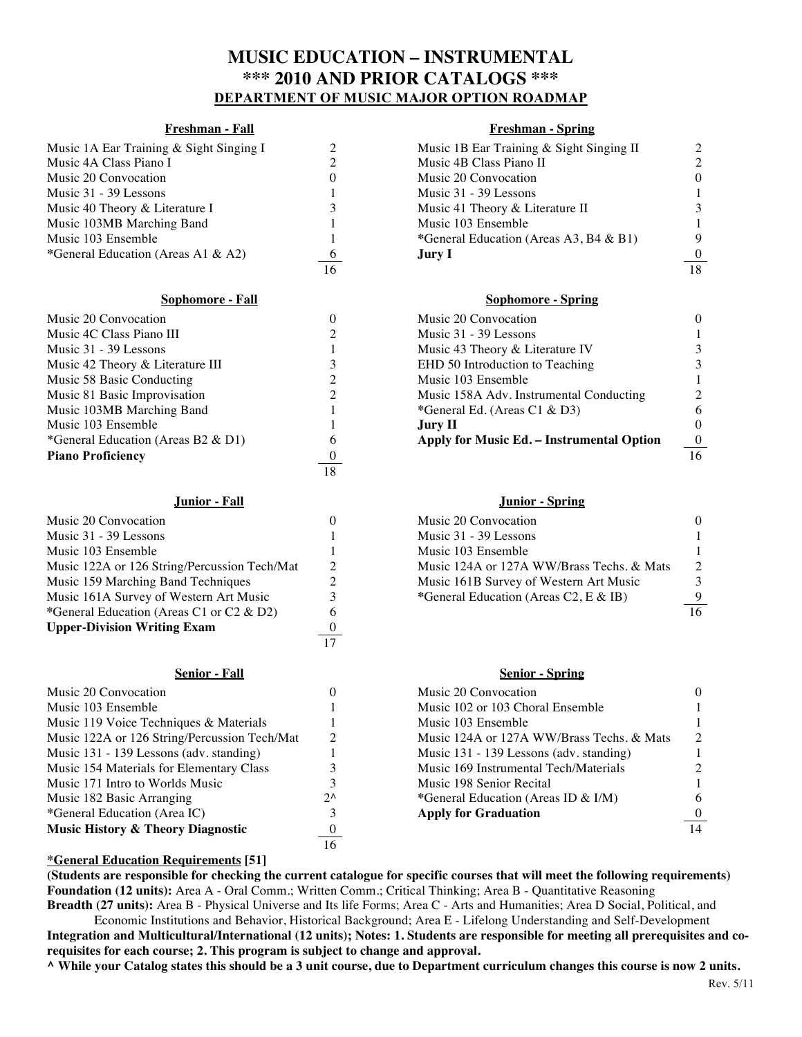# MUSIC EDUCATION – INSTRUMENTAL
## *** 2010 AND PRIOR CATALOGS ***
### DEPARTMENT OF MUSIC MAJOR OPTION ROADMAP

**Freshman - Fall**

| Course | Units |
|---|---|
| Music 1A Ear Training & Sight Singing I | 2 |
| Music 4A Class Piano I | 2 |
| Music 20 Convocation | 0 |
| Music 31 - 39 Lessons | 1 |
| Music 40 Theory & Literature I | 3 |
| Music 103MB Marching Band | 1 |
| Music 103 Ensemble | 1 |
| *General Education (Areas A1 & A2) | 6 |
| | 16 |

**Freshman - Spring**

| Course | Units |
|---|---|
| Music 1B Ear Training & Sight Singing II | 2 |
| Music 4B Class Piano II | 2 |
| Music 20 Convocation | 0 |
| Music 31 - 39 Lessons | 1 |
| Music 41 Theory & Literature II | 3 |
| Music 103 Ensemble | 1 |
| *General Education (Areas A3, B4 & B1) | 9 |
| **Jury I** | 0 |
| | 18 |

**Sophomore - Fall**

| Course | Units |
|---|---|
| Music 20 Convocation | 0 |
| Music 4C Class Piano III | 2 |
| Music 31 - 39 Lessons | 1 |
| Music 42 Theory & Literature III | 3 |
| Music 58 Basic Conducting | 2 |
| Music 81 Basic Improvisation | 2 |
| Music 103MB Marching Band | 1 |
| Music 103 Ensemble | 1 |
| *General Education (Areas B2 & D1) | 6 |
| **Piano Proficiency** | 0 |
| | 18 |

**Sophomore - Spring**

| Course | Units |
|---|---|
| Music 20 Convocation | 0 |
| Music 31 - 39 Lessons | 1 |
| Music 43 Theory & Literature IV | 3 |
| EHD 50 Introduction to Teaching | 3 |
| Music 103 Ensemble | 1 |
| Music 158A Adv. Instrumental Conducting | 2 |
| *General Ed. (Areas C1 & D3) | 6 |
| **Jury II** | 0 |
| **Apply for Music Ed. – Instrumental Option** | 0 |
| | 16 |

**Junior - Fall**

| Course | Units |
|---|---|
| Music 20 Convocation | 0 |
| Music 31 - 39 Lessons | 1 |
| Music 103 Ensemble | 1 |
| Music 122A or 126 String/Percussion Tech/Mat | 2 |
| Music 159 Marching Band Techniques | 2 |
| Music 161A Survey of Western Art Music | 3 |
| *General Education (Areas C1 or C2 & D2) | 6 |
| **Upper-Division Writing Exam** | 0 |
| | 17 |

**Junior - Spring**

| Course | Units |
|---|---|
| Music 20 Convocation | 0 |
| Music 31 - 39 Lessons | 1 |
| Music 103 Ensemble | 1 |
| Music 124A or 127A WW/Brass Techs. & Mats | 2 |
| Music 161B Survey of Western Art Music | 3 |
| *General Education (Areas C2, E & IB) | 9 |
| | 16 |

**Senior - Fall**

| Course | Units |
|---|---|
| Music 20 Convocation | 0 |
| Music 103 Ensemble | 1 |
| Music 119 Voice Techniques & Materials | 1 |
| Music 122A or 126 String/Percussion Tech/Mat | 2 |
| Music 131 - 139 Lessons (adv. standing) | 1 |
| Music 154 Materials for Elementary Class | 3 |
| Music 171 Intro to Worlds Music | 3 |
| Music 182 Basic Arranging | 2^ |
| *General Education (Area IC) | 3 |
| **Music History & Theory Diagnostic** | 0 |
| | 16 |

**Senior - Spring**

| Course | Units |
|---|---|
| Music 20 Convocation | 0 |
| Music 102 or 103 Choral Ensemble | 1 |
| Music 103 Ensemble | 1 |
| Music 124A or 127A WW/Brass Techs. & Mats | 2 |
| Music 131 - 139 Lessons (adv. standing) | 1 |
| Music 169 Instrumental Tech/Materials | 2 |
| Music 198 Senior Recital | 1 |
| *General Education (Areas ID & I/M) | 6 |
| **Apply for Graduation** | 0 |
| | 14 |

**\*General Education Requirements [51]**

**(Students are responsible for checking the current catalogue for specific courses that will meet the following requirements)**
**Foundation (12 units):** Area A - Oral Comm.; Written Comm.; Critical Thinking; Area B - Quantitative Reasoning
**Breadth (27 units):** Area B - Physical Universe and Its life Forms; Area C - Arts and Humanities; Area D Social, Political, and Economic Institutions and Behavior, Historical Background; Area E - Lifelong Understanding and Self-Development
**Integration and Multicultural/International (12 units); Notes: 1. Students are responsible for meeting all prerequisites and co-requisites for each course; 2. This program is subject to change and approval.**
**^ While your Catalog states this should be a 3 unit course, due to Department curriculum changes this course is now 2 units.**

Rev. 5/11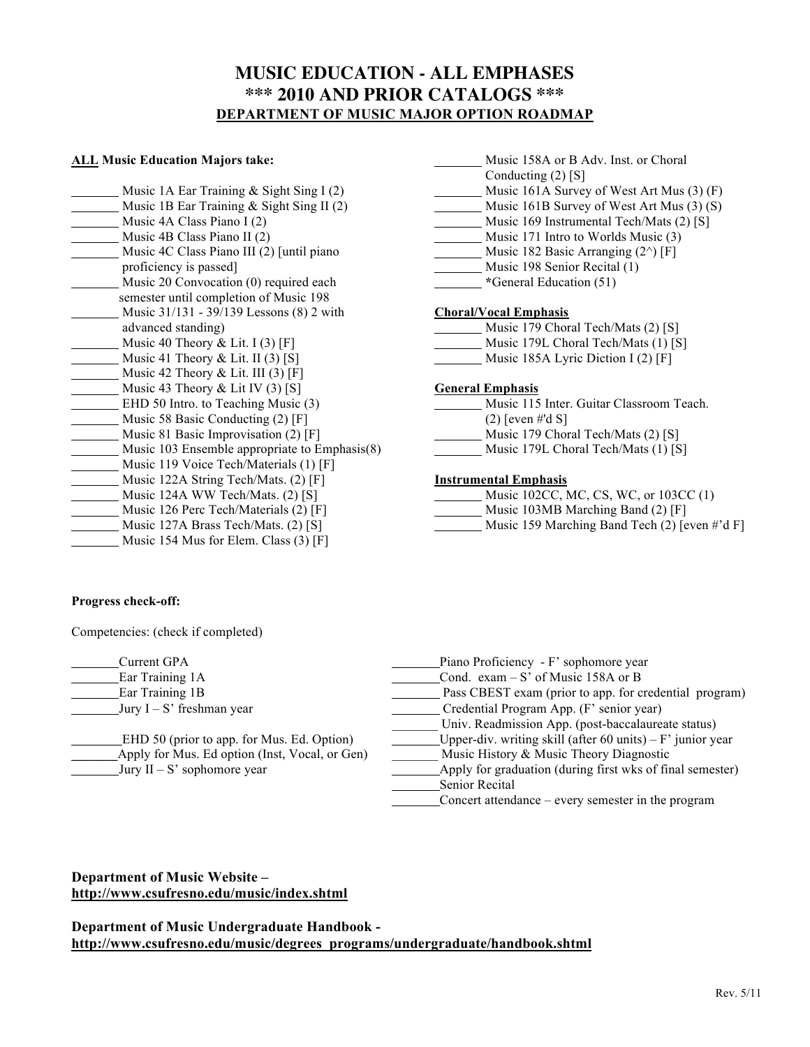# MUSIC EDUCATION - ALL EMPHASES
## *** 2010 AND PRIOR CATALOGS ***
### DEPARTMENT OF MUSIC MAJOR OPTION ROADMAP

**ALL Music Education Majors take:**

_______ Music 1A Ear Training & Sight Sing I (2)
_______ Music 1B Ear Training & Sight Sing II (2)
_______ Music 4A Class Piano I (2)
_______ Music 4B Class Piano II (2)
_______ Music 4C Class Piano III (2) [until piano proficiency is passed]
_______ Music 20 Convocation (0) required each semester until completion of Music 198
_______ Music 31/131 - 39/139 Lessons (8) 2 with advanced standing)
_______ Music 40 Theory & Lit. I (3) [F]
_______ Music 41 Theory & Lit. II (3) [S]
_______ Music 42 Theory & Lit. III (3) [F]
_______ Music 43 Theory & Lit IV (3) [S]
_______ EHD 50 Intro. to Teaching Music (3)
_______ Music 58 Basic Conducting (2) [F]
_______ Music 81 Basic Improvisation (2) [F]
_______ Music 103 Ensemble appropriate to Emphasis(8)
_______ Music 119 Voice Tech/Materials (1) [F]
_______ Music 122A String Tech/Mats. (2) [F]
_______ Music 124A WW Tech/Mats. (2) [S]
_______ Music 126 Perc Tech/Materials (2) [F]
_______ Music 127A Brass Tech/Mats. (2) [S]
_______ Music 154 Mus for Elem. Class (3) [F]
_______ Music 158A or B Adv. Inst. or Choral Conducting (2) [S]
_______ Music 161A Survey of West Art Mus (3) (F)
_______ Music 161B Survey of West Art Mus (3) (S)
_______ Music 169 Instrumental Tech/Mats (2) [S]
_______ Music 171 Intro to Worlds Music (3)
_______ Music 182 Basic Arranging (2^) [F]
_______ Music 198 Senior Recital (1)
_______ *General Education (51)

**Choral/Vocal Emphasis**

_______ Music 179 Choral Tech/Mats (2) [S]
_______ Music 179L Choral Tech/Mats (1) [S]
_______ Music 185A Lyric Diction I (2) [F]

**General Emphasis**

_______ Music 115 Inter. Guitar Classroom Teach. (2) [even #'d S]
_______ Music 179 Choral Tech/Mats (2) [S]
_______ Music 179L Choral Tech/Mats (1) [S]

**Instrumental Emphasis**

_______ Music 102CC, MC, CS, WC, or 103CC (1)
_______ Music 103MB Marching Band (2) [F]
_______ Music 159 Marching Band Tech (2) [even #'d F]

**Progress check-off:**

Competencies: (check if completed)

_______Current GPA
_______Ear Training 1A
_______Ear Training 1B
_______Jury I – S' freshman year

_______EHD 50 (prior to app. for Mus. Ed. Option)
_______Apply for Mus. Ed option (Inst, Vocal, or Gen)
_______Jury II – S' sophomore year

_______Piano Proficiency - F' sophomore year
_______Cond. exam – S' of Music 158A or B
_______ Pass CBEST exam (prior to app. for credential program)
_______ Credential Program App. (F' senior year)
_______ Univ. Readmission App. (post-baccalaureate status)
_______Upper-div. writing skill (after 60 units) – F' junior year
_______ Music History & Music Theory Diagnostic
_______Apply for graduation (during first wks of final semester)
_______Senior Recital
_______Concert attendance – every semester in the program

**Department of Music Website – http://www.csufresno.edu/music/index.shtml**

**Department of Music Undergraduate Handbook - http://www.csufresno.edu/music/degrees_programs/undergraduate/handbook.shtml**

Rev. 5/11